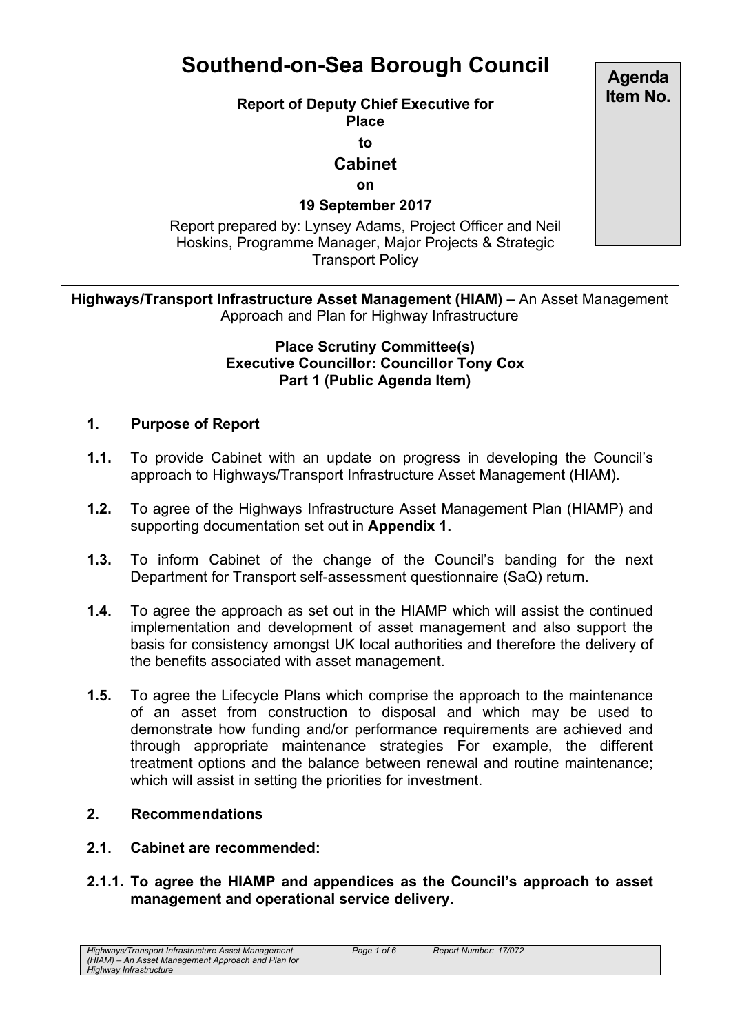# Southend-on-Sea Borough Council

**Agenda Item No.**

**Report of Deputy Chief Executive for Place**

**to**

**Cabinet**

**on**

**19 September 2017**

Report prepared by: Lynsey Adams, Project Officer and Neil Hoskins, Programme Manager, Major Projects & Strategic Transport Policy

---

**Highways/Transport Infrastructure Asset Management (HIAM) –** An Asset Management Approach and Plan for Highway Infrastructure

**Place Scrutiny Committee(s)**
**Executive Councillor: Councillor Tony Cox**
**Part 1 (Public Agenda Item)**

---

## 1. Purpose of Report

**1.1.** To provide Cabinet with an update on progress in developing the Council's approach to Highways/Transport Infrastructure Asset Management (HIAM).

**1.2.** To agree of the Highways Infrastructure Asset Management Plan (HIAMP) and supporting documentation set out in **Appendix 1.**

**1.3.** To inform Cabinet of the change of the Council's banding for the next Department for Transport self-assessment questionnaire (SaQ) return.

**1.4.** To agree the approach as set out in the HIAMP which will assist the continued implementation and development of asset management and also support the basis for consistency amongst UK local authorities and therefore the delivery of the benefits associated with asset management.

**1.5.** To agree the Lifecycle Plans which comprise the approach to the maintenance of an asset from construction to disposal and which may be used to demonstrate how funding and/or performance requirements are achieved and through appropriate maintenance strategies For example, the different treatment options and the balance between renewal and routine maintenance; which will assist in setting the priorities for investment.

## 2. Recommendations

**2.1. Cabinet are recommended:**

**2.1.1. To agree the HIAMP and appendices as the Council's approach to asset management and operational service delivery.**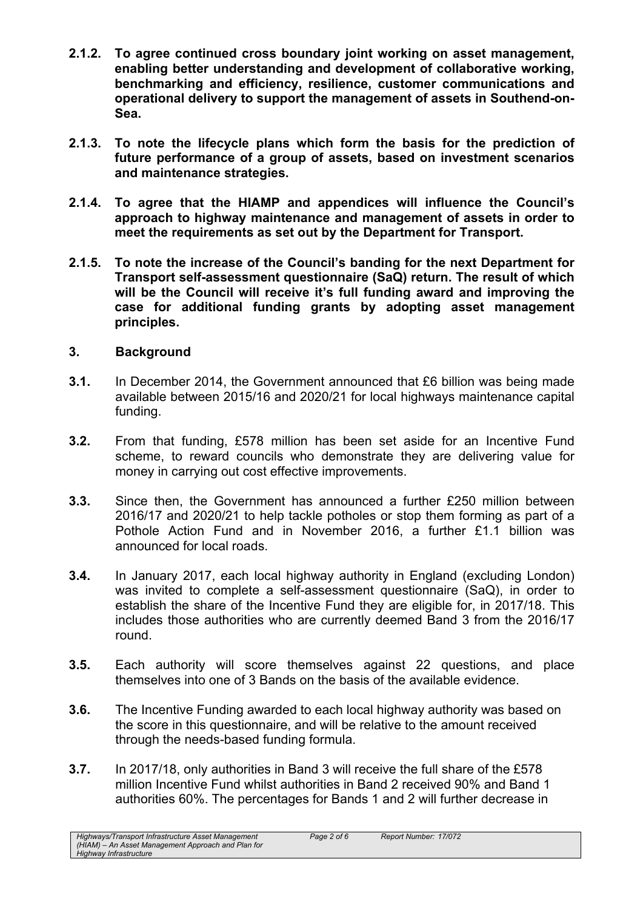**2.1.2. To agree continued cross boundary joint working on asset management, enabling better understanding and development of collaborative working, benchmarking and efficiency, resilience, customer communications and operational delivery to support the management of assets in Southend-on-Sea.**

**2.1.3. To note the lifecycle plans which form the basis for the prediction of future performance of a group of assets, based on investment scenarios and maintenance strategies.**

**2.1.4. To agree that the HIAMP and appendices will influence the Council's approach to highway maintenance and management of assets in order to meet the requirements as set out by the Department for Transport.**

**2.1.5. To note the increase of the Council's banding for the next Department for Transport self-assessment questionnaire (SaQ) return. The result of which will be the Council will receive it's full funding award and improving the case for additional funding grants by adopting asset management principles.**

## 3. Background

**3.1.** In December 2014, the Government announced that £6 billion was being made available between 2015/16 and 2020/21 for local highways maintenance capital funding.

**3.2.** From that funding, £578 million has been set aside for an Incentive Fund scheme, to reward councils who demonstrate they are delivering value for money in carrying out cost effective improvements.

**3.3.** Since then, the Government has announced a further £250 million between 2016/17 and 2020/21 to help tackle potholes or stop them forming as part of a Pothole Action Fund and in November 2016, a further £1.1 billion was announced for local roads.

**3.4.** In January 2017, each local highway authority in England (excluding London) was invited to complete a self-assessment questionnaire (SaQ), in order to establish the share of the Incentive Fund they are eligible for, in 2017/18. This includes those authorities who are currently deemed Band 3 from the 2016/17 round.

**3.5.** Each authority will score themselves against 22 questions, and place themselves into one of 3 Bands on the basis of the available evidence.

**3.6.** The Incentive Funding awarded to each local highway authority was based on the score in this questionnaire, and will be relative to the amount received through the needs-based funding formula.

**3.7.** In 2017/18, only authorities in Band 3 will receive the full share of the £578 million Incentive Fund whilst authorities in Band 2 received 90% and Band 1 authorities 60%. The percentages for Bands 1 and 2 will further decrease in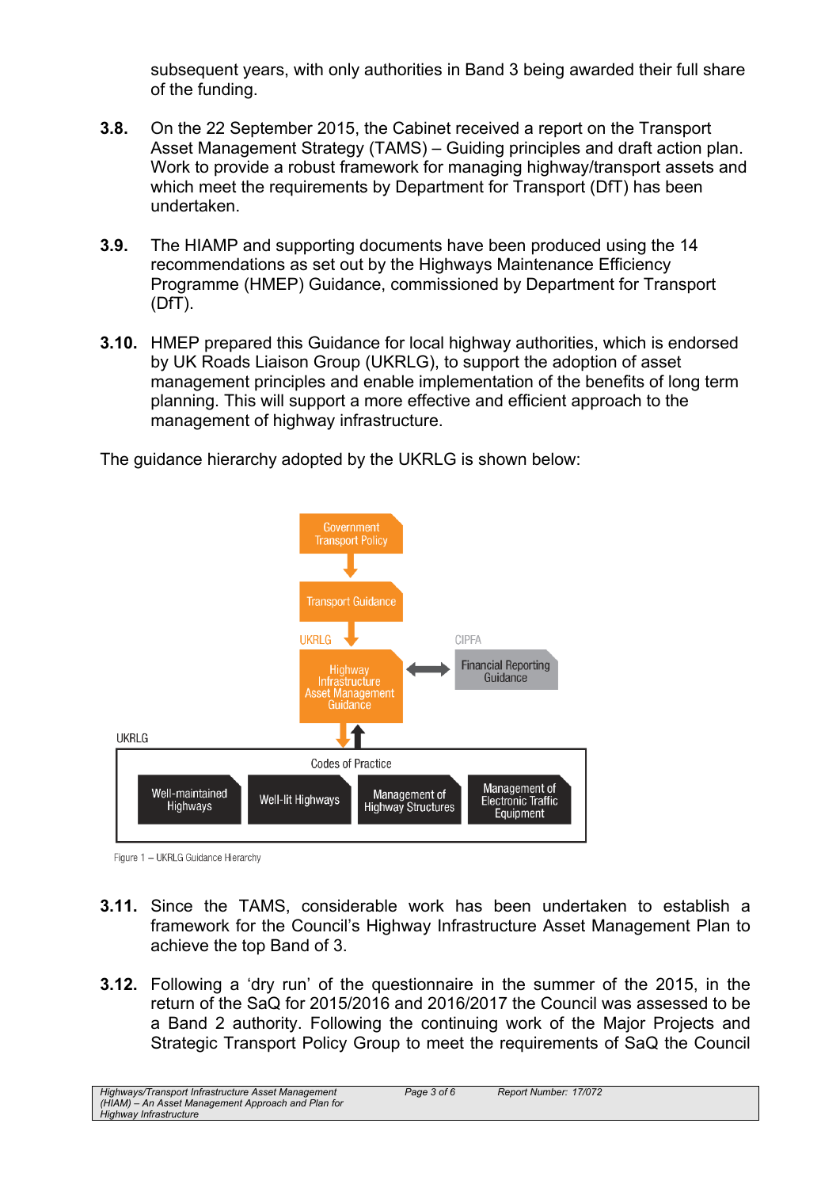subsequent years, with only authorities in Band 3 being awarded their full share of the funding.

**3.8.** On the 22 September 2015, the Cabinet received a report on the Transport Asset Management Strategy (TAMS) – Guiding principles and draft action plan. Work to provide a robust framework for managing highway/transport assets and which meet the requirements by Department for Transport (DfT) has been undertaken.

**3.9.** The HIAMP and supporting documents have been produced using the 14 recommendations as set out by the Highways Maintenance Efficiency Programme (HMEP) Guidance, commissioned by Department for Transport (DfT).

**3.10.** HMEP prepared this Guidance for local highway authorities, which is endorsed by UK Roads Liaison Group (UKRLG), to support the adoption of asset management principles and enable implementation of the benefits of long term planning. This will support a more effective and efficient approach to the management of highway infrastructure.

The guidance hierarchy adopted by the UKRLG is shown below:

Government Transport Policy

Transport Guidance

UKRLG — Highway Infrastructure Asset Management Guidance ↔ CIPFA — Financial Reporting Guidance

UKRLG — Codes of Practice: Well-maintained Highways; Well-lit Highways; Management of Highway Structures; Management of Electronic Traffic Equipment

Figure 1 – UKRLG Guidance Hierarchy

**3.11.** Since the TAMS, considerable work has been undertaken to establish a framework for the Council's Highway Infrastructure Asset Management Plan to achieve the top Band of 3.

**3.12.** Following a 'dry run' of the questionnaire in the summer of the 2015, in the return of the SaQ for 2015/2016 and 2016/2017 the Council was assessed to be a Band 2 authority. Following the continuing work of the Major Projects and Strategic Transport Policy Group to meet the requirements of SaQ the Council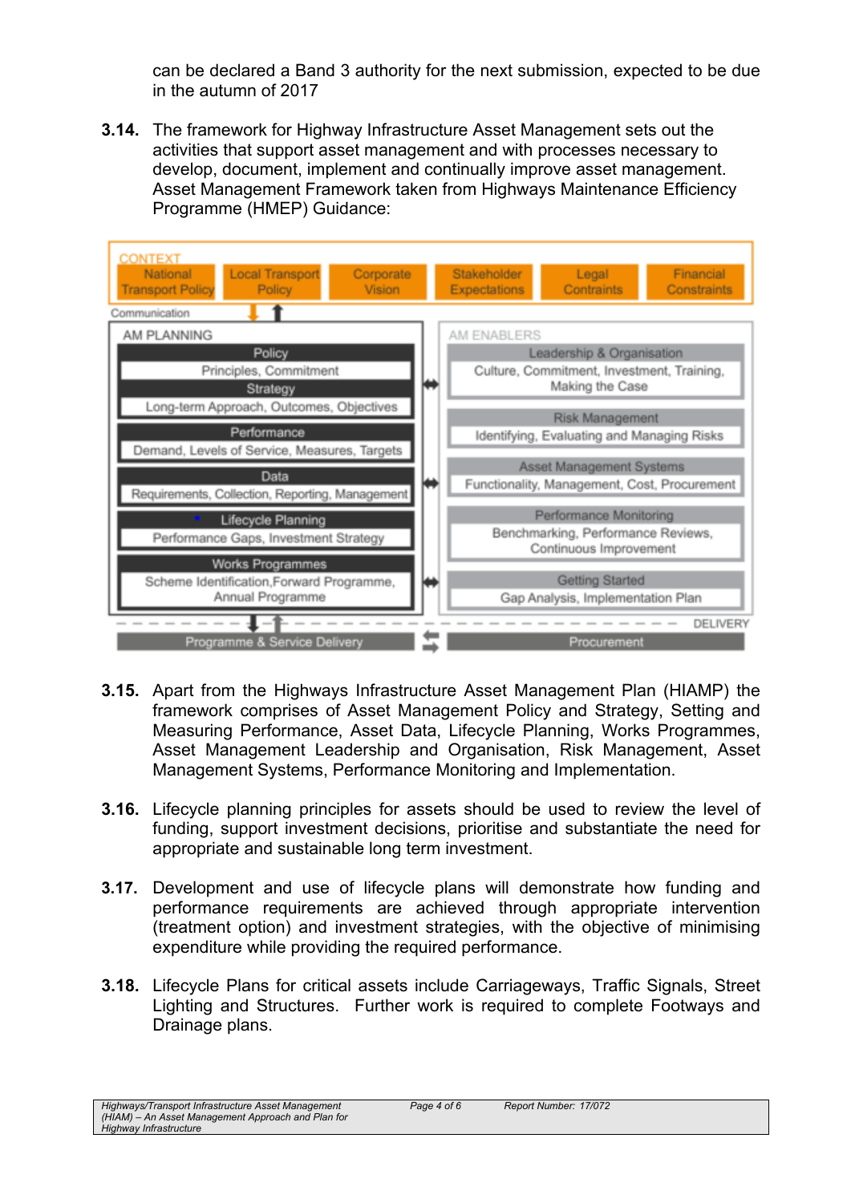can be declared a Band 3 authority for the next submission, expected to be due in the autumn of 2017

**3.14.** The framework for Highway Infrastructure Asset Management sets out the activities that support asset management and with processes necessary to develop, document, implement and continually improve asset management. Asset Management Framework taken from Highways Maintenance Efficiency Programme (HMEP) Guidance:

CONTEXT

- National Transport Policy
- Local Transport Policy
- Corporate Vision
- Stakeholder Expectations
- Legal Contraints
- Financial Constraints

Communication

| AM PLANNING | AM ENABLERS |
| --- | --- |
| **Policy** – Principles, Commitment | **Leadership & Organisation** – Culture, Commitment, Investment, Training, Making the Case |
| **Strategy** – Long-term Approach, Outcomes, Objectives | **Risk Management** – Identifying, Evaluating and Managing Risks |
| **Performance** – Demand, Levels of Service, Measures, Targets | **Asset Management Systems** – Functionality, Management, Cost, Procurement |
| **Data** – Requirements, Collection, Reporting, Management | **Performance Monitoring** – Benchmarking, Performance Reviews, Continuous Improvement |
| **Lifecycle Planning** – Performance Gaps, Investment Strategy | **Getting Started** – Gap Analysis, Implementation Plan |
| **Works Programmes** – Scheme Identification, Forward Programme, Annual Programme | |

DELIVERY

- Programme & Service Delivery
- Procurement

**3.15.** Apart from the Highways Infrastructure Asset Management Plan (HIAMP) the framework comprises of Asset Management Policy and Strategy, Setting and Measuring Performance, Asset Data, Lifecycle Planning, Works Programmes, Asset Management Leadership and Organisation, Risk Management, Asset Management Systems, Performance Monitoring and Implementation.

**3.16.** Lifecycle planning principles for assets should be used to review the level of funding, support investment decisions, prioritise and substantiate the need for appropriate and sustainable long term investment.

**3.17.** Development and use of lifecycle plans will demonstrate how funding and performance requirements are achieved through appropriate intervention (treatment option) and investment strategies, with the objective of minimising expenditure while providing the required performance.

**3.18.** Lifecycle Plans for critical assets include Carriageways, Traffic Signals, Street Lighting and Structures. Further work is required to complete Footways and Drainage plans.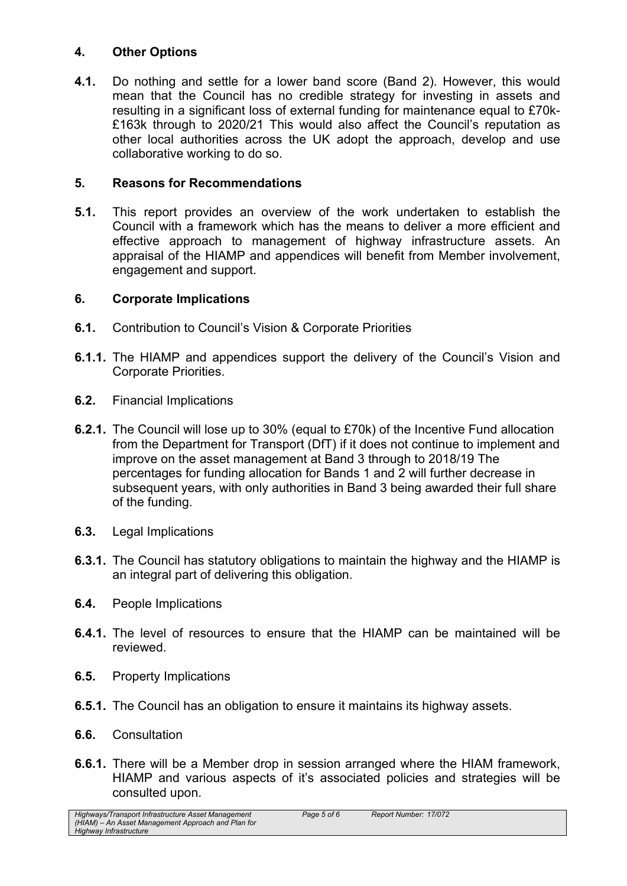## 4. Other Options

**4.1.** Do nothing and settle for a lower band score (Band 2). However, this would mean that the Council has no credible strategy for investing in assets and resulting in a significant loss of external funding for maintenance equal to £70k-£163k through to 2020/21 This would also affect the Council's reputation as other local authorities across the UK adopt the approach, develop and use collaborative working to do so.

## 5. Reasons for Recommendations

**5.1.** This report provides an overview of the work undertaken to establish the Council with a framework which has the means to deliver a more efficient and effective approach to management of highway infrastructure assets. An appraisal of the HIAMP and appendices will benefit from Member involvement, engagement and support.

## 6. Corporate Implications

**6.1.** Contribution to Council's Vision & Corporate Priorities

**6.1.1.** The HIAMP and appendices support the delivery of the Council's Vision and Corporate Priorities.

**6.2.** Financial Implications

**6.2.1.** The Council will lose up to 30% (equal to £70k) of the Incentive Fund allocation from the Department for Transport (DfT) if it does not continue to implement and improve on the asset management at Band 3 through to 2018/19 The percentages for funding allocation for Bands 1 and 2 will further decrease in subsequent years, with only authorities in Band 3 being awarded their full share of the funding.

**6.3.** Legal Implications

**6.3.1.** The Council has statutory obligations to maintain the highway and the HIAMP is an integral part of delivering this obligation.

**6.4.** People Implications

**6.4.1.** The level of resources to ensure that the HIAMP can be maintained will be reviewed.

**6.5.** Property Implications

**6.5.1.** The Council has an obligation to ensure it maintains its highway assets.

**6.6.** Consultation

**6.6.1.** There will be a Member drop in session arranged where the HIAM framework, HIAMP and various aspects of it's associated policies and strategies will be consulted upon.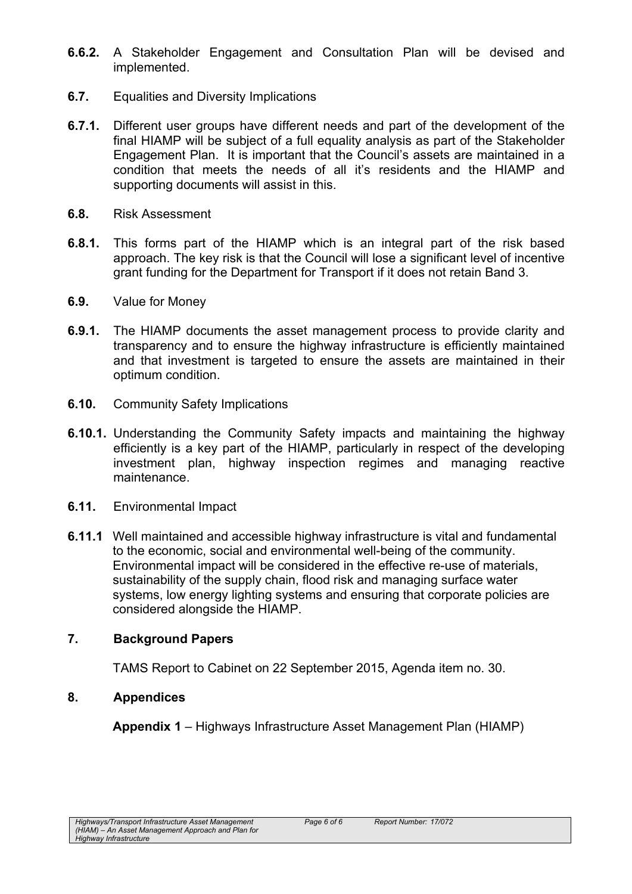**6.6.2.** A Stakeholder Engagement and Consultation Plan will be devised and implemented.

**6.7.** Equalities and Diversity Implications

**6.7.1.** Different user groups have different needs and part of the development of the final HIAMP will be subject of a full equality analysis as part of the Stakeholder Engagement Plan. It is important that the Council's assets are maintained in a condition that meets the needs of all it's residents and the HIAMP and supporting documents will assist in this.

**6.8.** Risk Assessment

**6.8.1.** This forms part of the HIAMP which is an integral part of the risk based approach. The key risk is that the Council will lose a significant level of incentive grant funding for the Department for Transport if it does not retain Band 3.

**6.9.** Value for Money

**6.9.1.** The HIAMP documents the asset management process to provide clarity and transparency and to ensure the highway infrastructure is efficiently maintained and that investment is targeted to ensure the assets are maintained in their optimum condition.

**6.10.** Community Safety Implications

**6.10.1.** Understanding the Community Safety impacts and maintaining the highway efficiently is a key part of the HIAMP, particularly in respect of the developing investment plan, highway inspection regimes and managing reactive maintenance.

**6.11.** Environmental Impact

**6.11.1** Well maintained and accessible highway infrastructure is vital and fundamental to the economic, social and environmental well-being of the community. Environmental impact will be considered in the effective re-use of materials, sustainability of the supply chain, flood risk and managing surface water systems, low energy lighting systems and ensuring that corporate policies are considered alongside the HIAMP.

## 7. Background Papers

TAMS Report to Cabinet on 22 September 2015, Agenda item no. 30.

## 8. Appendices

**Appendix 1** – Highways Infrastructure Asset Management Plan (HIAMP)